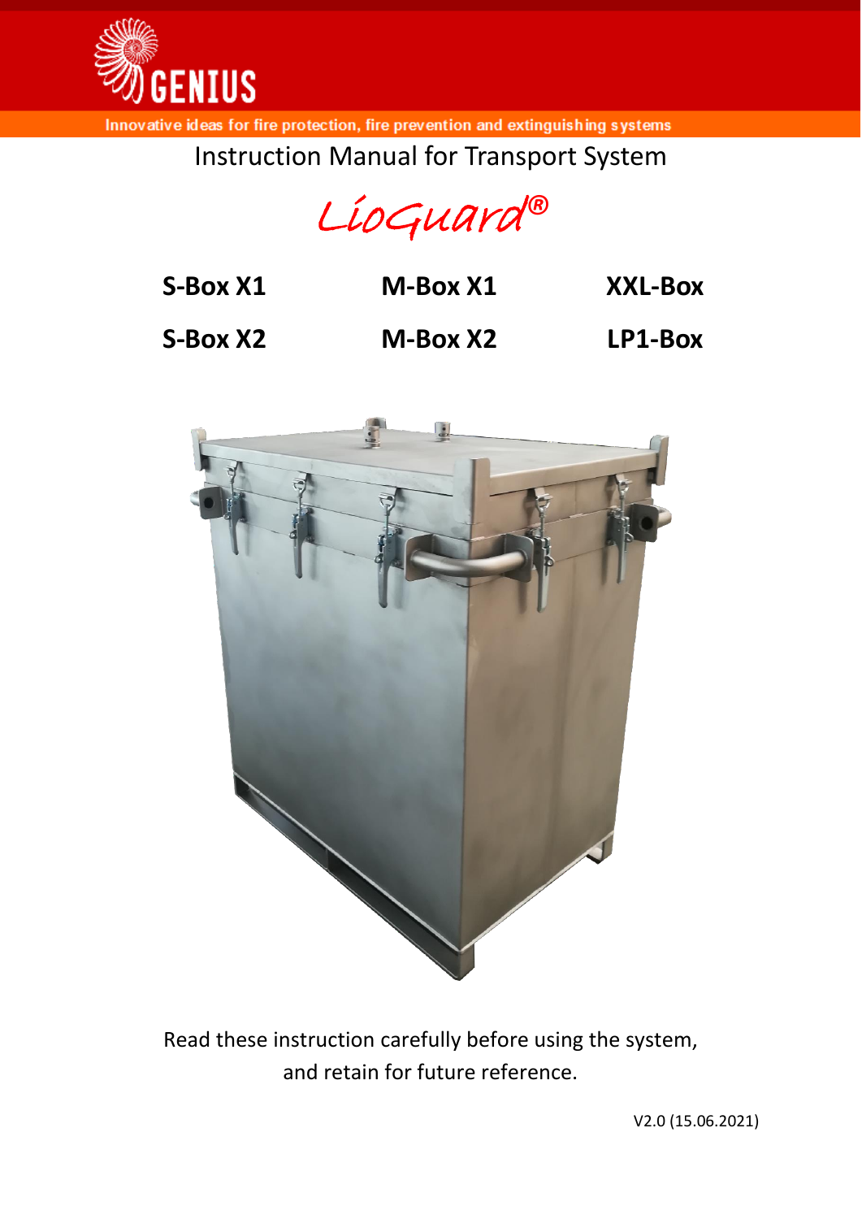GENIUS

Innovative ideas for fire protection, fire prevention and extinguishing systems

# Instruction Manual for Transport System

# LioGuard®

| | | |
|---|---|---|
| **S-Box X1** | **M-Box X1** | **XXL-Box** |
| **S-Box X2** | **M-Box X2** | **LP1-Box** |

Read these instruction carefully before using the system, and retain for future reference.

V2.0 (15.06.2021)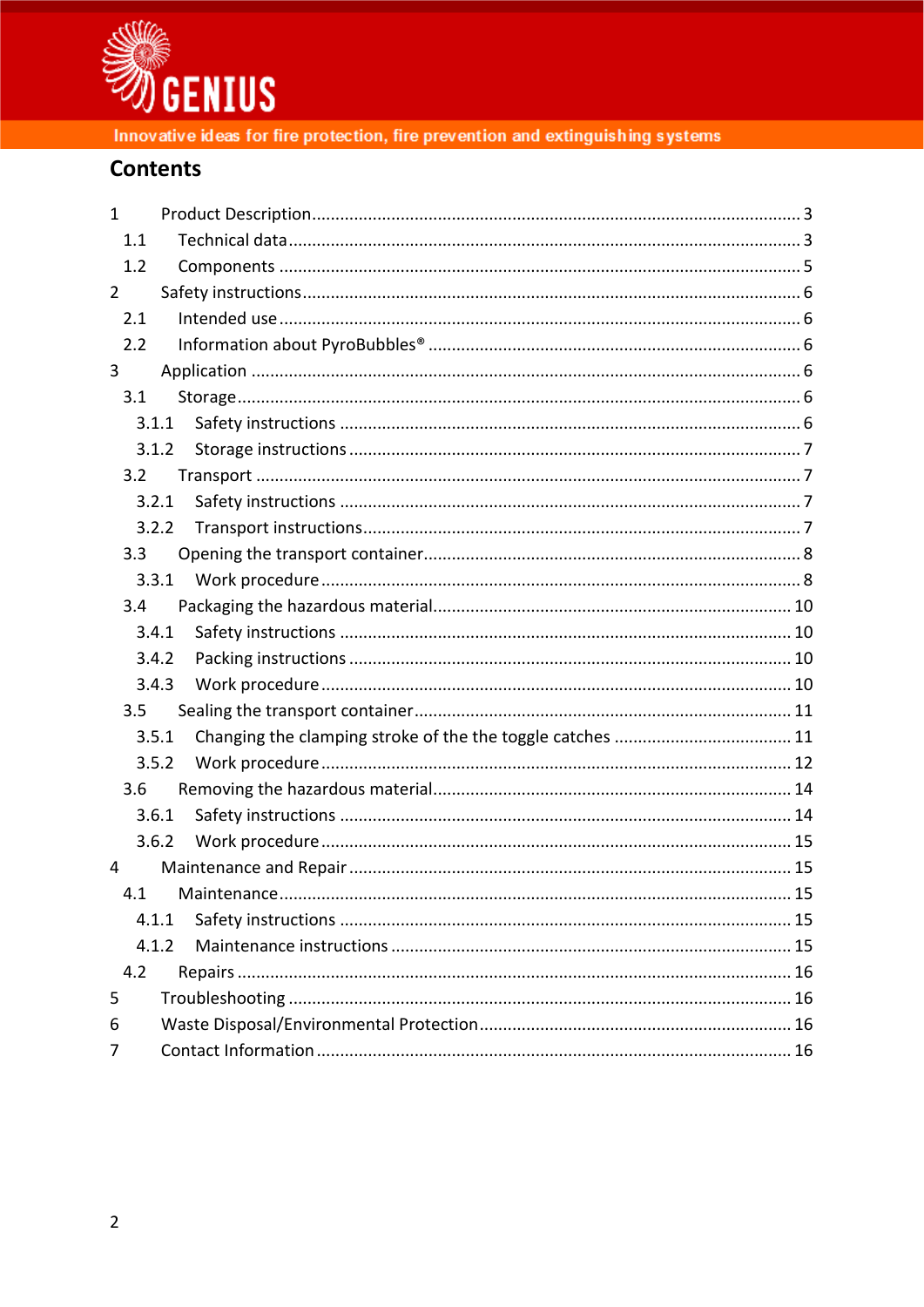## Contents

1 Product Description ........................................................................................................ 3
  1.1 Technical data ............................................................................................................ 3
  1.2 Components .............................................................................................................. 5
2 Safety instructions ......................................................................................................... 6
  2.1 Intended use .............................................................................................................. 6
  2.2 Information about PyroBubbles® ............................................................................... 6
3 Application ..................................................................................................................... 6
  3.1 Storage ....................................................................................................................... 6
    3.1.1 Safety instructions ................................................................................................. 6
    3.1.2 Storage instructions ............................................................................................... 7
  3.2 Transport ................................................................................................................... 7
    3.2.1 Safety instructions ................................................................................................. 7
    3.2.2 Transport instructions ............................................................................................ 7
  3.3 Opening the transport container ................................................................................ 8
    3.3.1 Work procedure ..................................................................................................... 8
  3.4 Packaging the hazardous material ............................................................................ 10
    3.4.1 Safety instructions ............................................................................................... 10
    3.4.2 Packing instructions ............................................................................................. 10
    3.4.3 Work procedure ................................................................................................... 10
  3.5 Sealing the transport container ................................................................................ 11
    3.5.1 Changing the clamping stroke of the the toggle catches ...................................... 11
    3.5.2 Work procedure ................................................................................................... 12
  3.6 Removing the hazardous material ............................................................................ 14
    3.6.1 Safety instructions ............................................................................................... 14
    3.6.2 Work procedure ................................................................................................... 15
4 Maintenance and Repair ............................................................................................... 15
  4.1 Maintenance ............................................................................................................ 15
    4.1.1 Safety instructions ............................................................................................... 15
    4.1.2 Maintenance instructions ..................................................................................... 15
  4.2 Repairs ..................................................................................................................... 16
5 Troubleshooting ........................................................................................................... 16
6 Waste Disposal/Environmental Protection .................................................................. 16
7 Contact Information ..................................................................................................... 16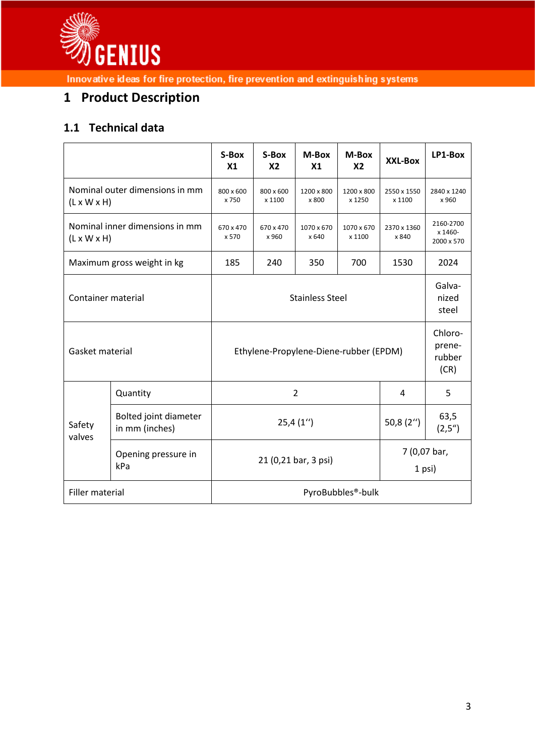# 1 Product Description

## 1.1 Technical data

| | | S-Box X1 | S-Box X2 | M-Box X1 | M-Box X2 | XXL-Box | LP1-Box |
|---|---|---|---|---|---|---|---|
| Nominal outer dimensions in mm (L x W x H) | | 800 x 600 x 750 | 800 x 600 x 1100 | 1200 x 800 x 800 | 1200 x 800 x 1250 | 2550 x 1550 x 1100 | 2840 x 1240 x 960 |
| Nominal inner dimensions in mm (L x W x H) | | 670 x 470 x 570 | 670 x 470 x 960 | 1070 x 670 x 640 | 1070 x 670 x 1100 | 2370 x 1360 x 840 | 2160-2700 x 1460-2000 x 570 |
| Maximum gross weight in kg | | 185 | 240 | 350 | 700 | 1530 | 2024 |
| Container material | | Stainless Steel | | | | | Galva-nized steel |
| Gasket material | | Ethylene-Propylene-Diene-rubber (EPDM) | | | | | Chloro-prene-rubber (CR) |
| Safety valves | Quantity | 2 | | | | 4 | 5 |
| | Bolted joint diameter in mm (inches) | 25,4 (1'') | | | | 50,8 (2'') | 63,5 (2,5'') |
| | Opening pressure in kPa | 21 (0,21 bar, 3 psi) | | | | 7 (0,07 bar, 1 psi) | |
| Filler material | | PyroBubbles®-bulk | | | | | |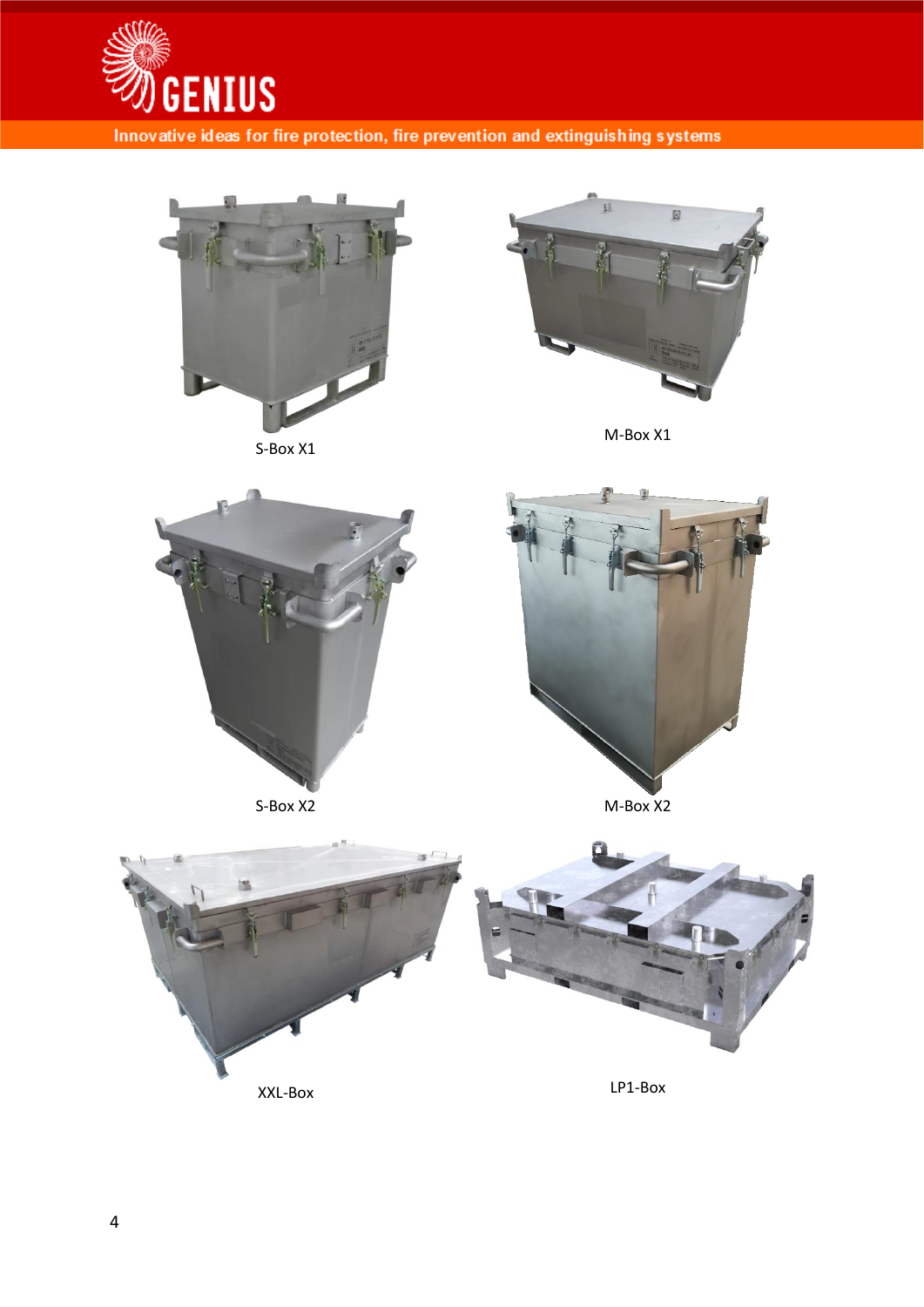S-Box X1

M-Box X1

S-Box X2

M-Box X2

XXL-Box

LP1-Box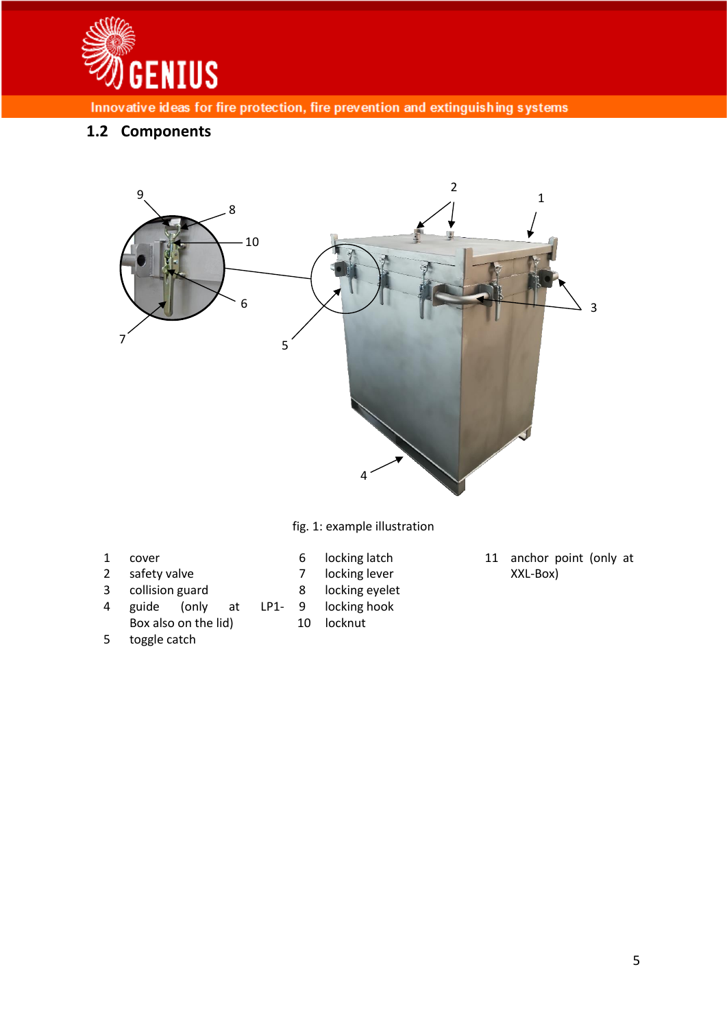## 1.2 Components

fig. 1: example illustration

1. cover
2. safety valve
3. collision guard
4. guide (only at LP1-Box also on the lid)
5. toggle catch
6. locking latch
7. locking lever
8. locking eyelet
9. locking hook
10. locknut
11. anchor point (only at XXL-Box)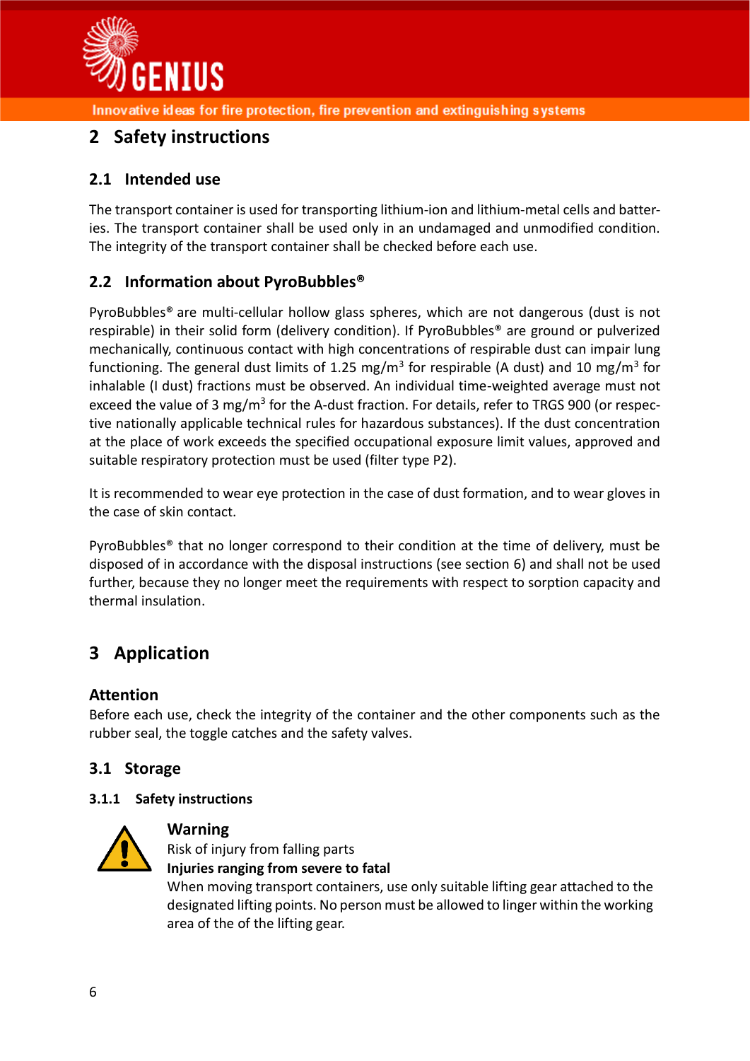# 2 Safety instructions

## 2.1 Intended use

The transport container is used for transporting lithium-ion and lithium-metal cells and batteries. The transport container shall be used only in an undamaged and unmodified condition. The integrity of the transport container shall be checked before each use.

## 2.2 Information about PyroBubbles®

PyroBubbles® are multi-cellular hollow glass spheres, which are not dangerous (dust is not respirable) in their solid form (delivery condition). If PyroBubbles® are ground or pulverized mechanically, continuous contact with high concentrations of respirable dust can impair lung functioning. The general dust limits of 1.25 mg/m$^3$ for respirable (A dust) and 10 mg/m$^3$ for inhalable (I dust) fractions must be observed. An individual time-weighted average must not exceed the value of 3 mg/m$^3$ for the A-dust fraction. For details, refer to TRGS 900 (or respective nationally applicable technical rules for hazardous substances). If the dust concentration at the place of work exceeds the specified occupational exposure limit values, approved and suitable respiratory protection must be used (filter type P2).

It is recommended to wear eye protection in the case of dust formation, and to wear gloves in the case of skin contact.

PyroBubbles® that no longer correspond to their condition at the time of delivery, must be disposed of in accordance with the disposal instructions (see section 6) and shall not be used further, because they no longer meet the requirements with respect to sorption capacity and thermal insulation.

# 3 Application

### Attention

Before each use, check the integrity of the container and the other components such as the rubber seal, the toggle catches and the safety valves.

## 3.1 Storage

### 3.1.1 Safety instructions

**Warning**

Risk of injury from falling parts

**Injuries ranging from severe to fatal**

When moving transport containers, use only suitable lifting gear attached to the designated lifting points. No person must be allowed to linger within the working area of the of the lifting gear.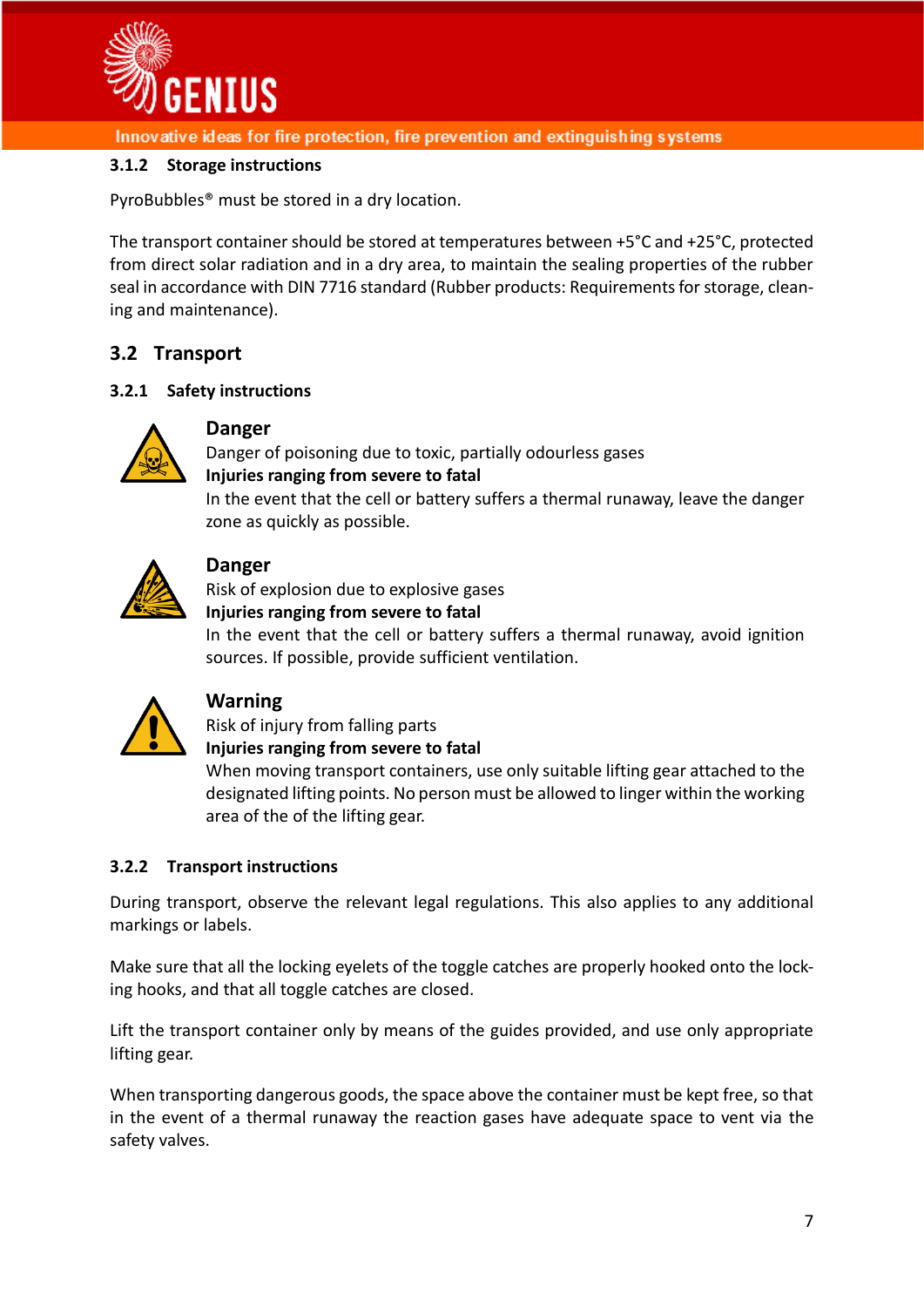### 3.1.2 Storage instructions

PyroBubbles® must be stored in a dry location.

The transport container should be stored at temperatures between +5°C and +25°C, protected from direct solar radiation and in a dry area, to maintain the sealing properties of the rubber seal in accordance with DIN 7716 standard (Rubber products: Requirements for storage, cleaning and maintenance).

## 3.2 Transport

### 3.2.1 Safety instructions

**Danger**
Danger of poisoning due to toxic, partially odourless gases
**Injuries ranging from severe to fatal**
In the event that the cell or battery suffers a thermal runaway, leave the danger zone as quickly as possible.

**Danger**
Risk of explosion due to explosive gases
**Injuries ranging from severe to fatal**
In the event that the cell or battery suffers a thermal runaway, avoid ignition sources. If possible, provide sufficient ventilation.

**Warning**
Risk of injury from falling parts
**Injuries ranging from severe to fatal**
When moving transport containers, use only suitable lifting gear attached to the designated lifting points. No person must be allowed to linger within the working area of the of the lifting gear.

### 3.2.2 Transport instructions

During transport, observe the relevant legal regulations. This also applies to any additional markings or labels.

Make sure that all the locking eyelets of the toggle catches are properly hooked onto the locking hooks, and that all toggle catches are closed.

Lift the transport container only by means of the guides provided, and use only appropriate lifting gear.

When transporting dangerous goods, the space above the container must be kept free, so that in the event of a thermal runaway the reaction gases have adequate space to vent via the safety valves.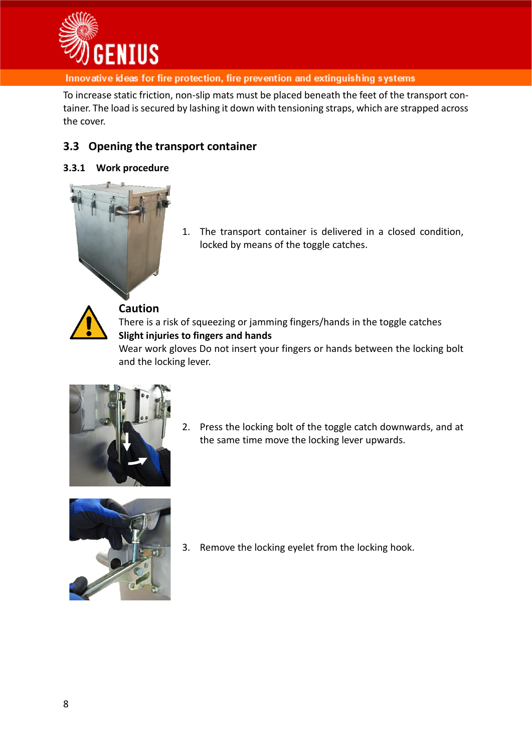To increase static friction, non-slip mats must be placed beneath the feet of the transport container. The load is secured by lashing it down with tensioning straps, which are strapped across the cover.

## 3.3 Opening the transport container

### 3.3.1 Work procedure

1. The transport container is delivered in a closed condition, locked by means of the toggle catches.

**Caution**

There is a risk of squeezing or jamming fingers/hands in the toggle catches

**Slight injuries to fingers and hands**

Wear work gloves Do not insert your fingers or hands between the locking bolt and the locking lever.

2. Press the locking bolt of the toggle catch downwards, and at the same time move the locking lever upwards.

3. Remove the locking eyelet from the locking hook.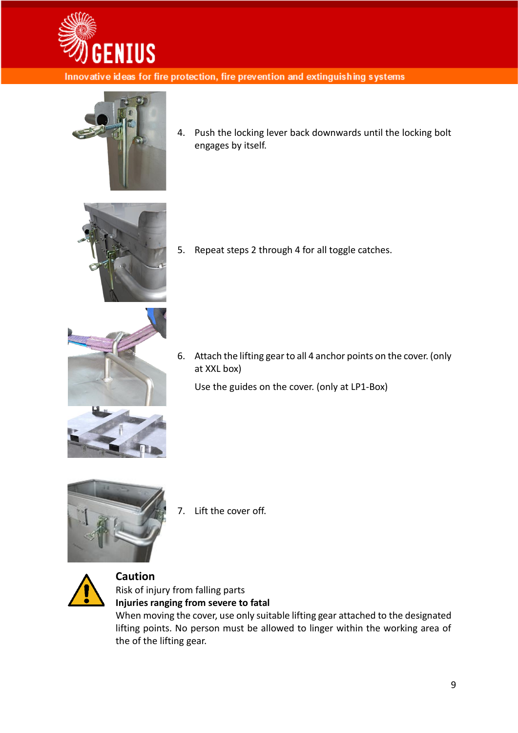4. Push the locking lever back downwards until the locking bolt engages by itself.

5. Repeat steps 2 through 4 for all toggle catches.

6. Attach the lifting gear to all 4 anchor points on the cover. (only at XXL box)

   Use the guides on the cover. (only at LP1-Box)

7. Lift the cover off.

**Caution**

Risk of injury from falling parts

**Injuries ranging from severe to fatal**

When moving the cover, use only suitable lifting gear attached to the designated lifting points. No person must be allowed to linger within the working area of the of the lifting gear.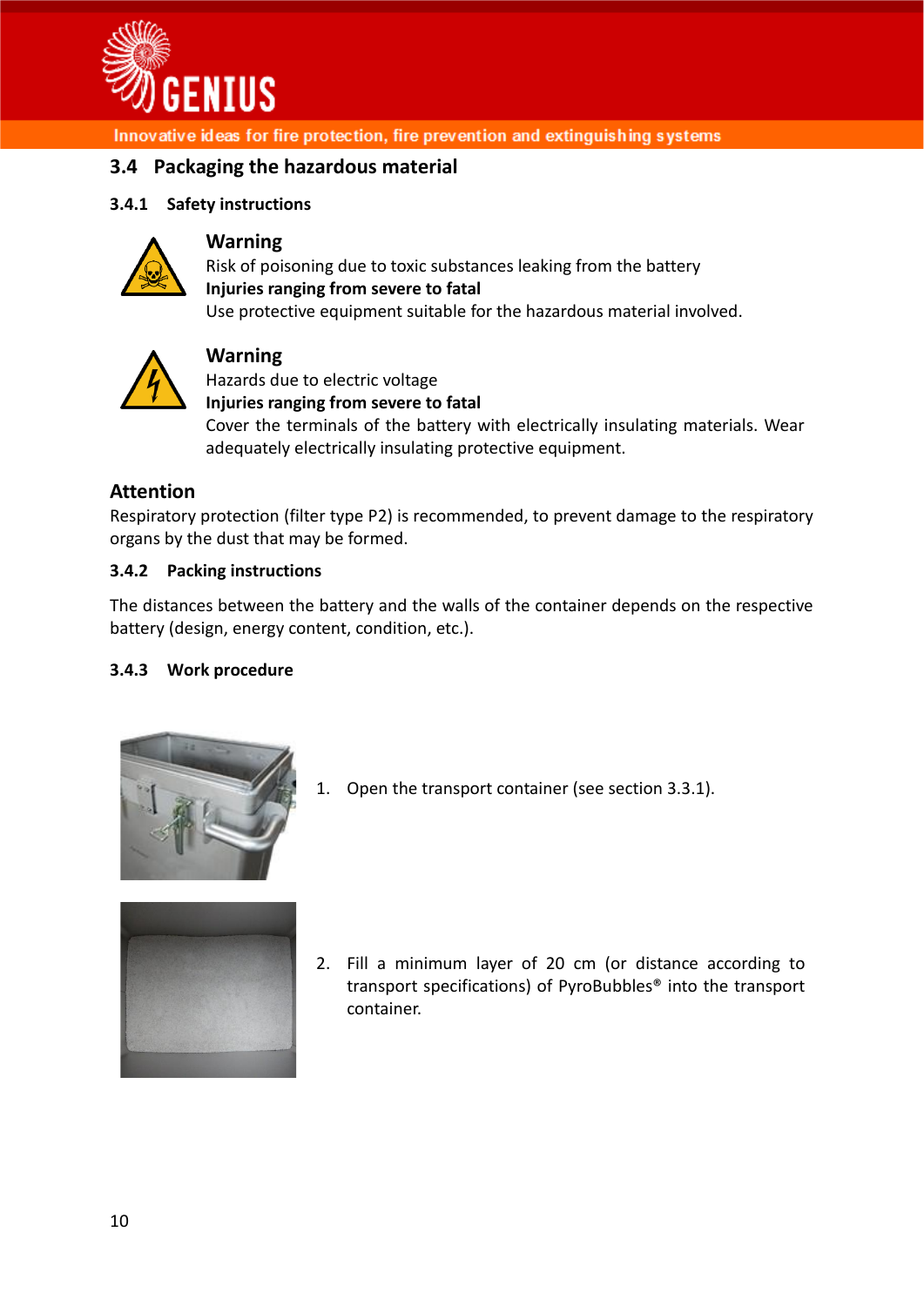## 3.4 Packaging the hazardous material

### 3.4.1 Safety instructions

**Warning**

Risk of poisoning due to toxic substances leaking from the battery

**Injuries ranging from severe to fatal**

Use protective equipment suitable for the hazardous material involved.

**Warning**

Hazards due to electric voltage

**Injuries ranging from severe to fatal**

Cover the terminals of the battery with electrically insulating materials. Wear adequately electrically insulating protective equipment.

**Attention**

Respiratory protection (filter type P2) is recommended, to prevent damage to the respiratory organs by the dust that may be formed.

### 3.4.2 Packing instructions

The distances between the battery and the walls of the container depends on the respective battery (design, energy content, condition, etc.).

### 3.4.3 Work procedure

1. Open the transport container (see section 3.3.1).

2. Fill a minimum layer of 20 cm (or distance according to transport specifications) of PyroBubbles® into the transport container.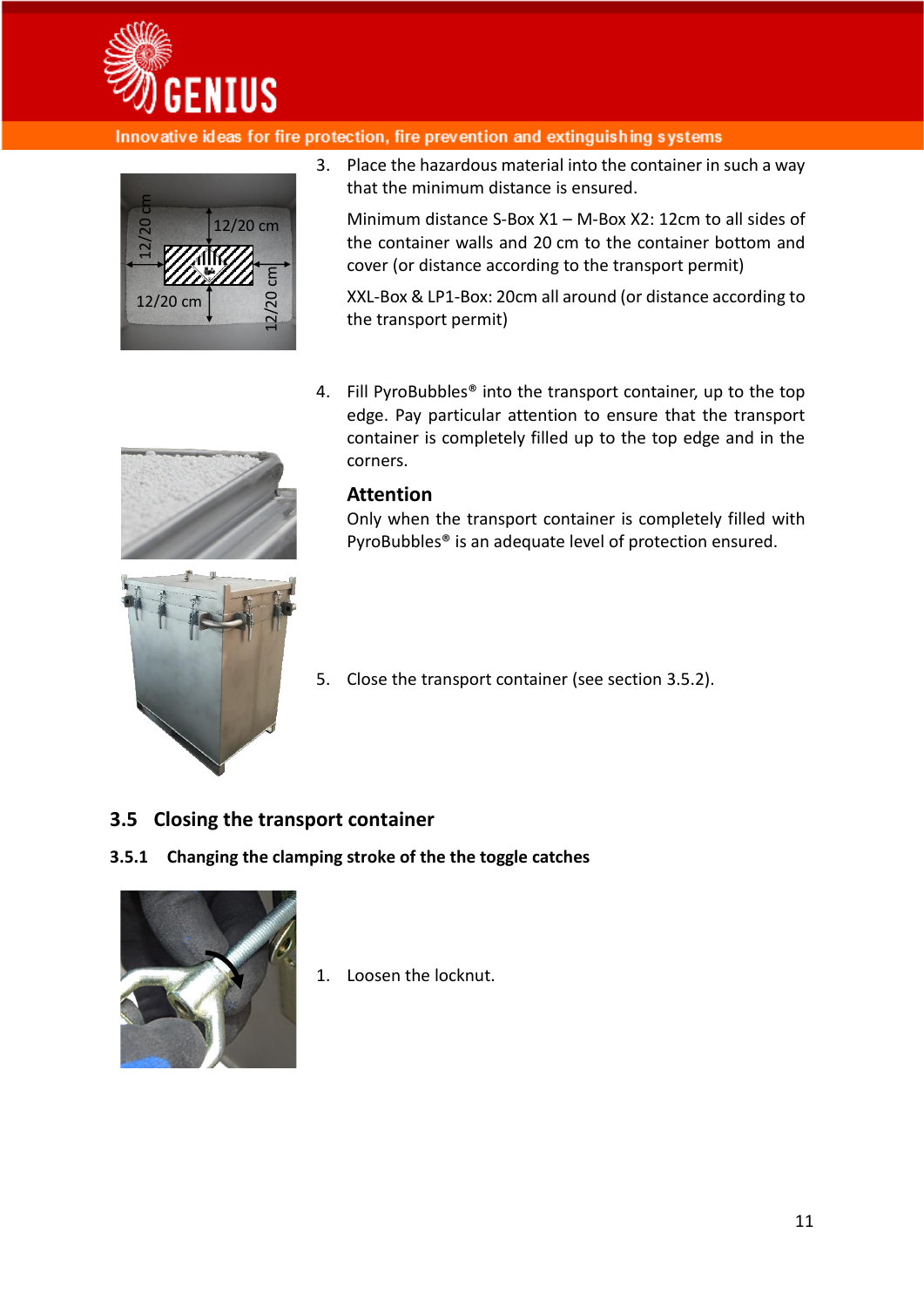3. Place the hazardous material into the container in such a way that the minimum distance is ensured.

   Minimum distance S-Box X1 – M-Box X2: 12cm to all sides of the container walls and 20 cm to the container bottom and cover (or distance according to the transport permit)

   XXL-Box & LP1-Box: 20cm all around (or distance according to the transport permit)

4. Fill PyroBubbles® into the transport container, up to the top edge. Pay particular attention to ensure that the transport container is completely filled up to the top edge and in the corners.

   **Attention**

   Only when the transport container is completely filled with PyroBubbles® is an adequate level of protection ensured.

5. Close the transport container (see section 3.5.2).

## 3.5 Closing the transport container

### 3.5.1 Changing the clamping stroke of the the toggle catches

1. Loosen the locknut.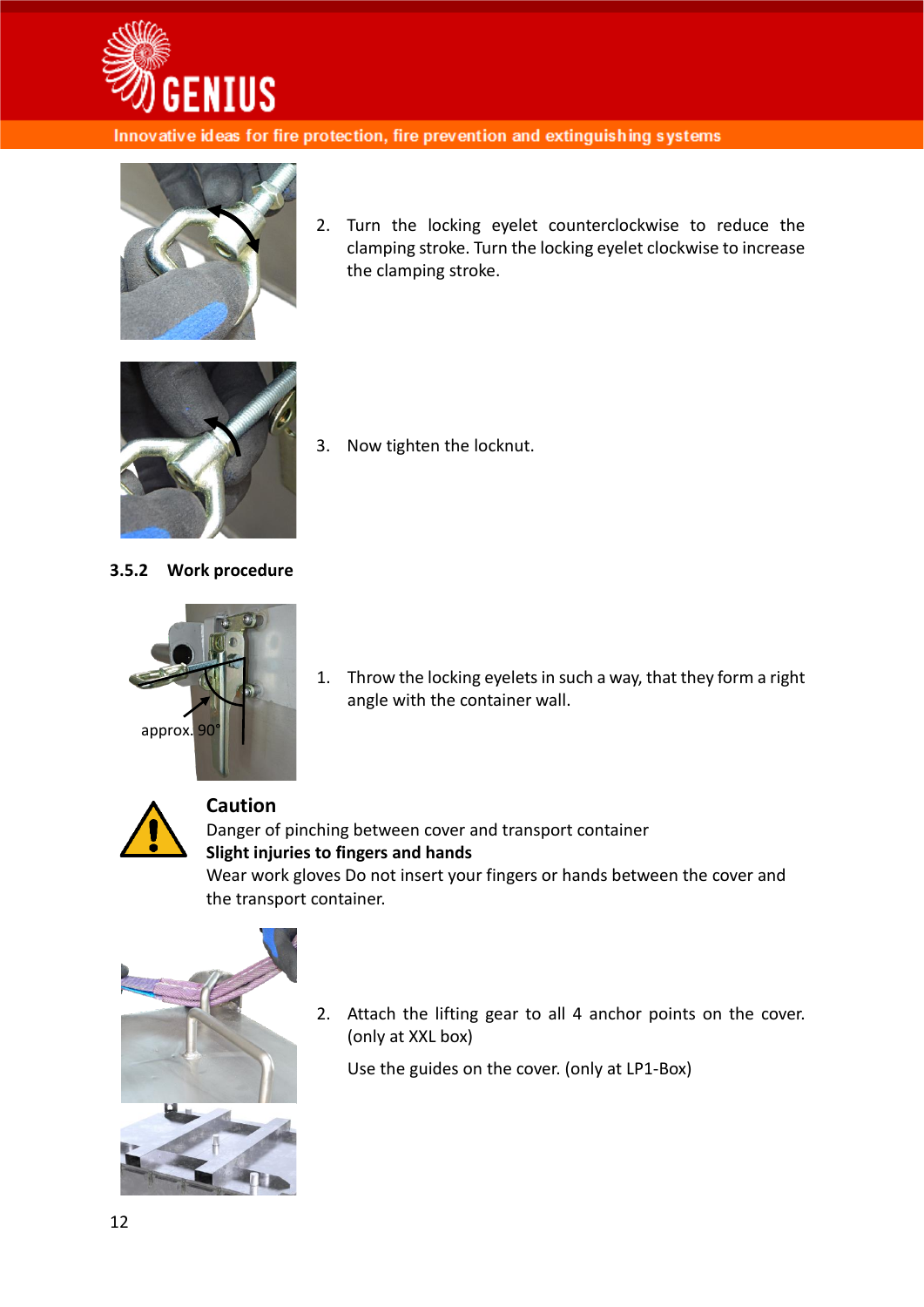2. Turn the locking eyelet counterclockwise to reduce the clamping stroke. Turn the locking eyelet clockwise to increase the clamping stroke.

3. Now tighten the locknut.

### 3.5.2 Work procedure

approx. 90°

1. Throw the locking eyelets in such a way, that they form a right angle with the container wall.

**Caution**

Danger of pinching between cover and transport container

**Slight injuries to fingers and hands**

Wear work gloves Do not insert your fingers or hands between the cover and the transport container.

2. Attach the lifting gear to all 4 anchor points on the cover. (only at XXL box)

   Use the guides on the cover. (only at LP1-Box)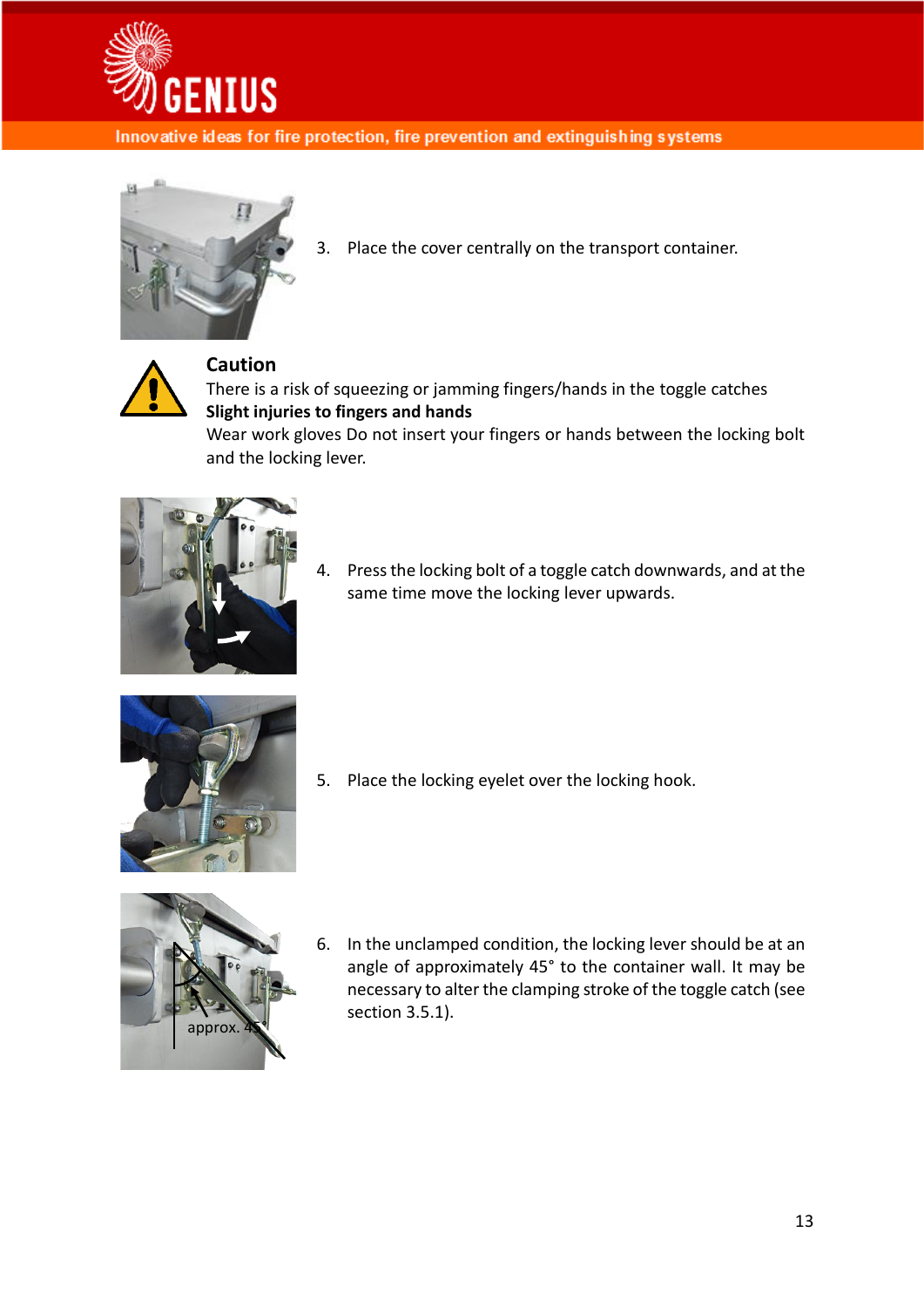3. Place the cover centrally on the transport container.

**Caution**

There is a risk of squeezing or jamming fingers/hands in the toggle catches

**Slight injuries to fingers and hands**

Wear work gloves Do not insert your fingers or hands between the locking bolt and the locking lever.

4. Press the locking bolt of a toggle catch downwards, and at the same time move the locking lever upwards.

5. Place the locking eyelet over the locking hook.

6. In the unclamped condition, the locking lever should be at an angle of approximately 45° to the container wall. It may be necessary to alter the clamping stroke of the toggle catch (see section 3.5.1).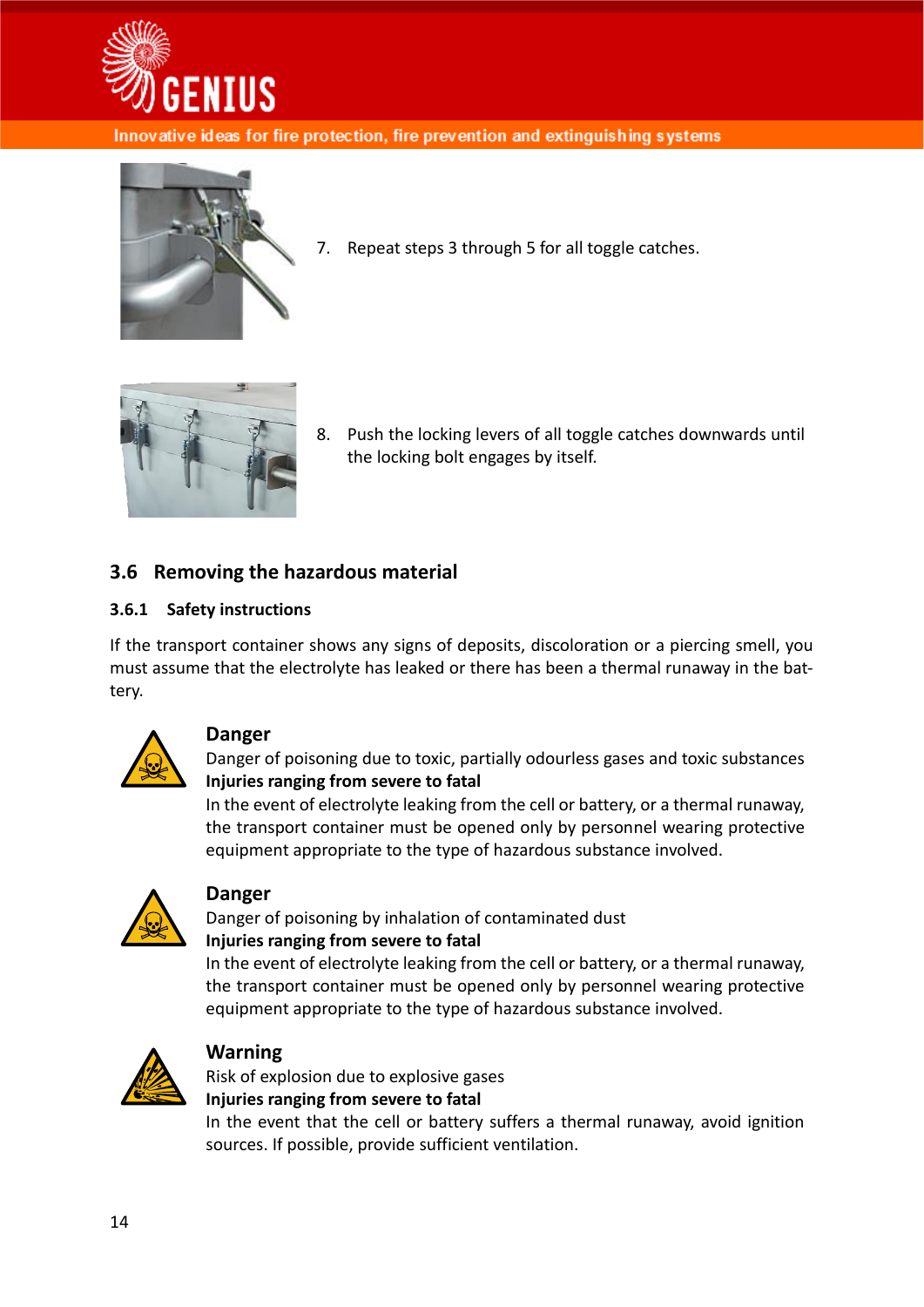7. Repeat steps 3 through 5 for all toggle catches.

8. Push the locking levers of all toggle catches downwards until the locking bolt engages by itself.

## 3.6 Removing the hazardous material

### 3.6.1 Safety instructions

If the transport container shows any signs of deposits, discoloration or a piercing smell, you must assume that the electrolyte has leaked or there has been a thermal runaway in the battery.

**Danger**
Danger of poisoning due to toxic, partially odourless gases and toxic substances
**Injuries ranging from severe to fatal**
In the event of electrolyte leaking from the cell or battery, or a thermal runaway, the transport container must be opened only by personnel wearing protective equipment appropriate to the type of hazardous substance involved.

**Danger**
Danger of poisoning by inhalation of contaminated dust
**Injuries ranging from severe to fatal**
In the event of electrolyte leaking from the cell or battery, or a thermal runaway, the transport container must be opened only by personnel wearing protective equipment appropriate to the type of hazardous substance involved.

**Warning**
Risk of explosion due to explosive gases
**Injuries ranging from severe to fatal**
In the event that the cell or battery suffers a thermal runaway, avoid ignition sources. If possible, provide sufficient ventilation.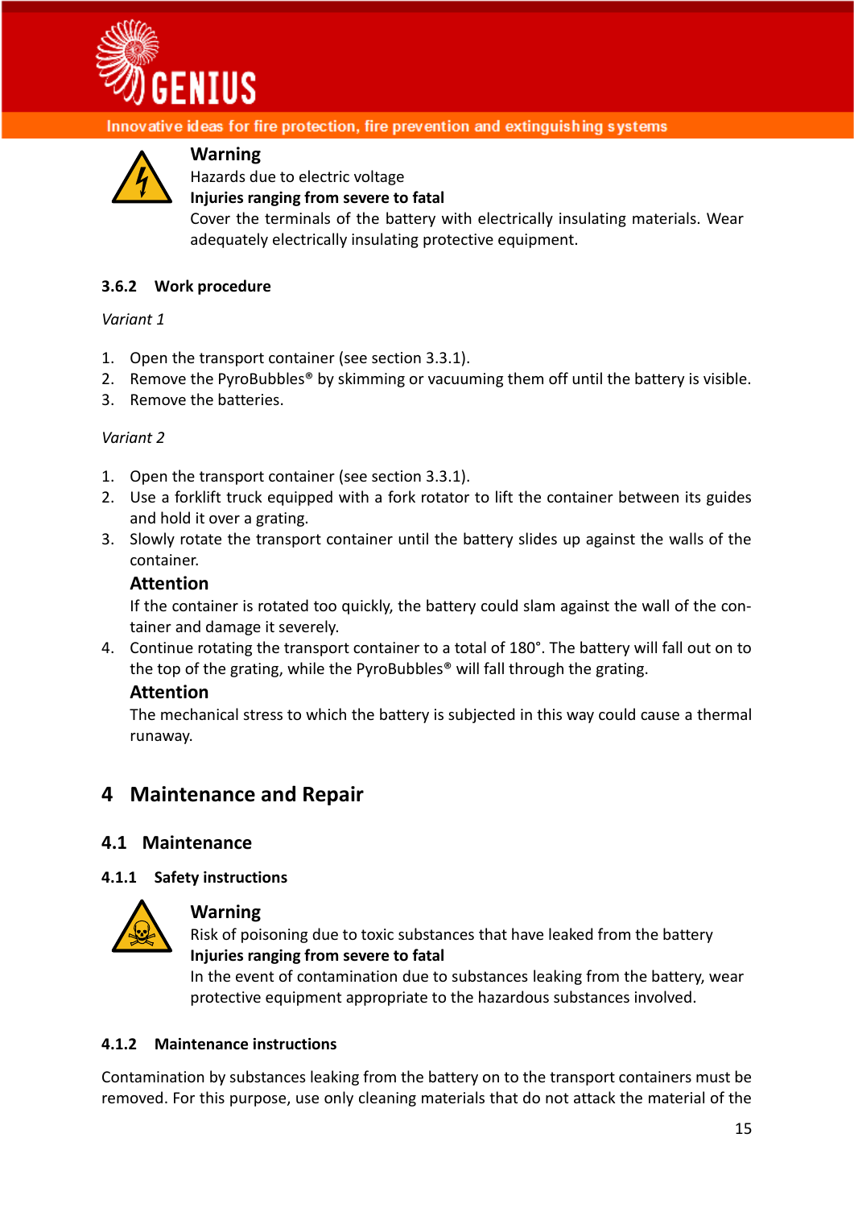**Warning**
Hazards due to electric voltage
**Injuries ranging from severe to fatal**
Cover the terminals of the battery with electrically insulating materials. Wear adequately electrically insulating protective equipment.

#### 3.6.2 Work procedure

*Variant 1*

1. Open the transport container (see section 3.3.1).
2. Remove the PyroBubbles® by skimming or vacuuming them off until the battery is visible.
3. Remove the batteries.

*Variant 2*

1. Open the transport container (see section 3.3.1).
2. Use a forklift truck equipped with a fork rotator to lift the container between its guides and hold it over a grating.
3. Slowly rotate the transport container until the battery slides up against the walls of the container.

   **Attention**
   If the container is rotated too quickly, the battery could slam against the wall of the container and damage it severely.
4. Continue rotating the transport container to a total of 180°. The battery will fall out on to the top of the grating, while the PyroBubbles® will fall through the grating.

   **Attention**
   The mechanical stress to which the battery is subjected in this way could cause a thermal runaway.

# 4 Maintenance and Repair

## 4.1 Maintenance

#### 4.1.1 Safety instructions

**Warning**
Risk of poisoning due to toxic substances that have leaked from the battery
**Injuries ranging from severe to fatal**
In the event of contamination due to substances leaking from the battery, wear protective equipment appropriate to the hazardous substances involved.

#### 4.1.2 Maintenance instructions

Contamination by substances leaking from the battery on to the transport containers must be removed. For this purpose, use only cleaning materials that do not attack the material of the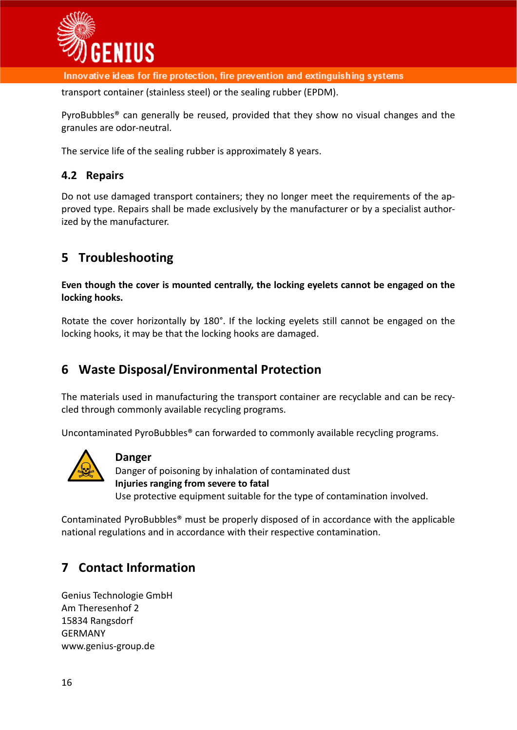transport container (stainless steel) or the sealing rubber (EPDM).

PyroBubbles® can generally be reused, provided that they show no visual changes and the granules are odor-neutral.

The service life of the sealing rubber is approximately 8 years.

### 4.2 Repairs

Do not use damaged transport containers; they no longer meet the requirements of the approved type. Repairs shall be made exclusively by the manufacturer or by a specialist authorized by the manufacturer.

## 5 Troubleshooting

**Even though the cover is mounted centrally, the locking eyelets cannot be engaged on the locking hooks.**

Rotate the cover horizontally by 180°. If the locking eyelets still cannot be engaged on the locking hooks, it may be that the locking hooks are damaged.

## 6 Waste Disposal/Environmental Protection

The materials used in manufacturing the transport container are recyclable and can be recycled through commonly available recycling programs.

Uncontaminated PyroBubbles® can forwarded to commonly available recycling programs.

**Danger**
Danger of poisoning by inhalation of contaminated dust
**Injuries ranging from severe to fatal**
Use protective equipment suitable for the type of contamination involved.

Contaminated PyroBubbles® must be properly disposed of in accordance with the applicable national regulations and in accordance with their respective contamination.

## 7 Contact Information

Genius Technologie GmbH
Am Theresenhof 2
15834 Rangsdorf
GERMANY
www.genius-group.de